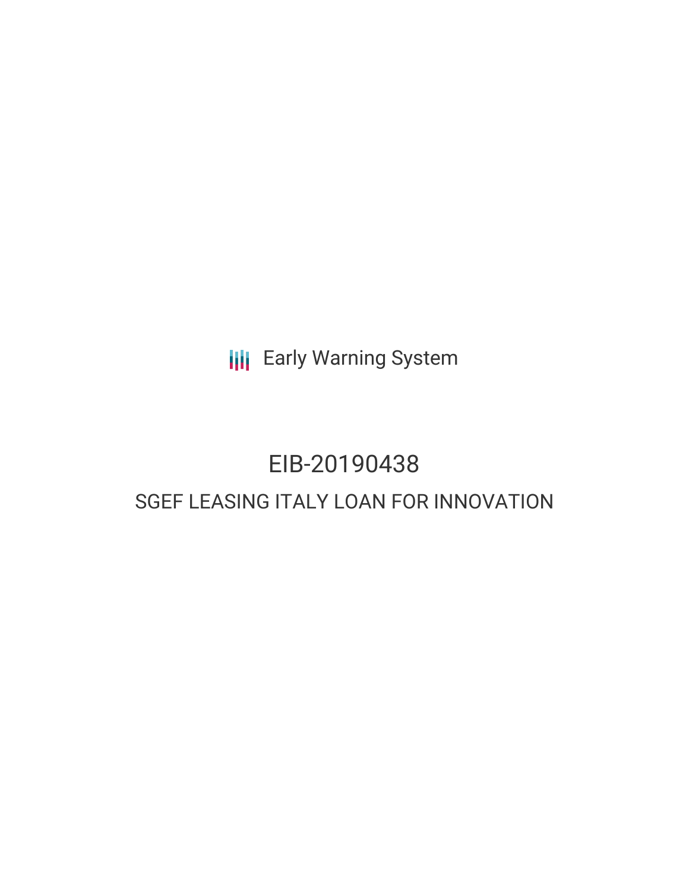Early Warning System

# EIB-20190438

## SGEF LEASING ITALY LOAN FOR INNOVATION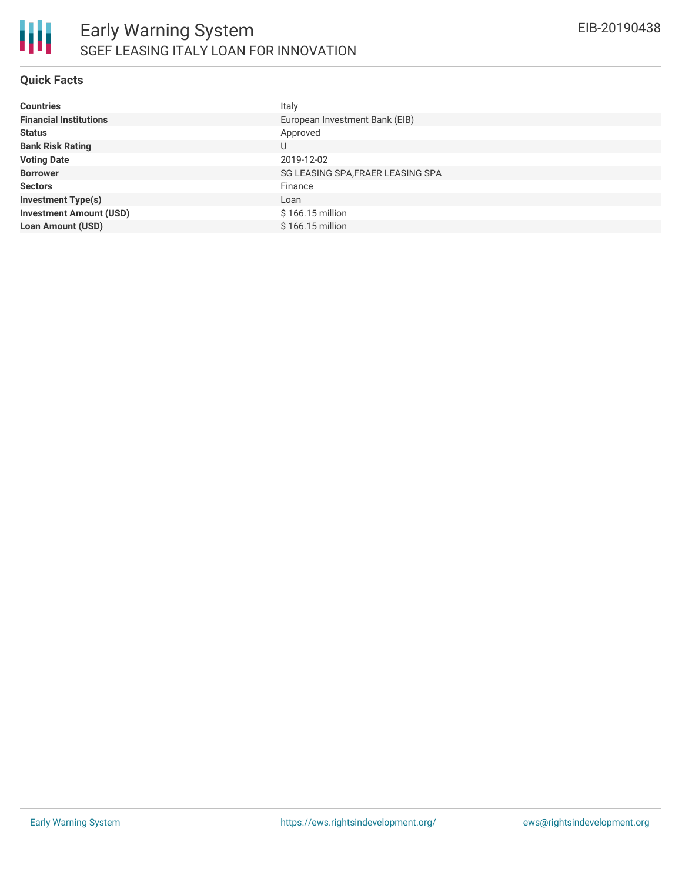# Early Warning System

## SGEF LEASING ITALY LOAN FOR INNOVATION

EIB-20190438

### Quick Facts

| | |
|---|---|
| **Countries** | Italy |
| **Financial Institutions** | European Investment Bank (EIB) |
| **Status** | Approved |
| **Bank Risk Rating** | U |
| **Voting Date** | 2019-12-02 |
| **Borrower** | SG LEASING SPA,FRAER LEASING SPA |
| **Sectors** | Finance |
| **Investment Type(s)** | Loan |
| **Investment Amount (USD)** | $ 166.15 million |
| **Loan Amount (USD)** | $ 166.15 million |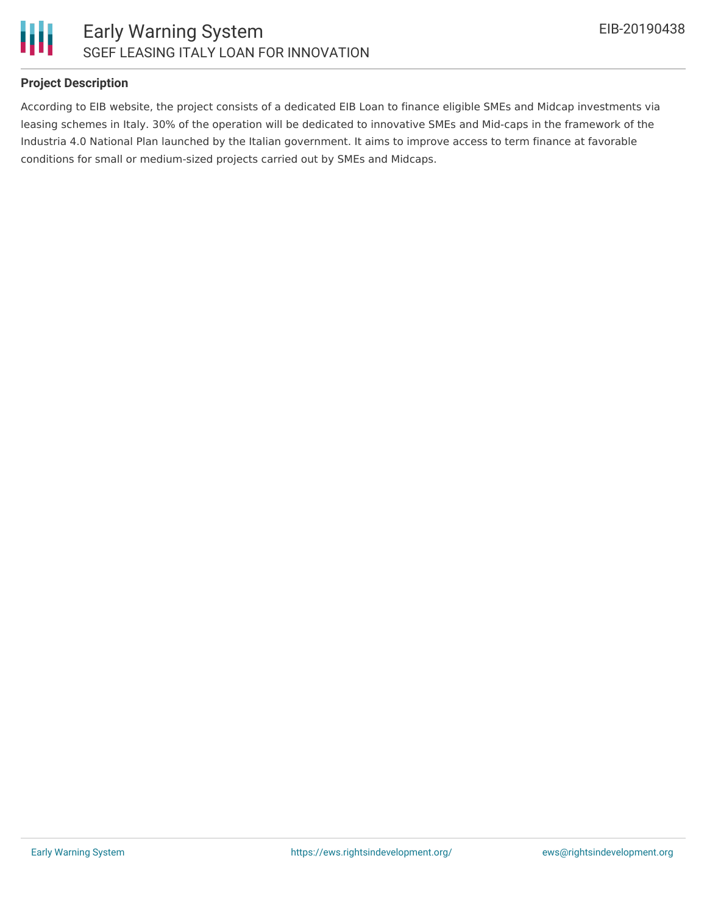## Project Description

According to EIB website, the project consists of a dedicated EIB Loan to finance eligible SMEs and Midcap investments via leasing schemes in Italy. 30% of the operation will be dedicated to innovative SMEs and Mid-caps in the framework of the Industria 4.0 National Plan launched by the Italian government. It aims to improve access to term finance at favorable conditions for small or medium-sized projects carried out by SMEs and Midcaps.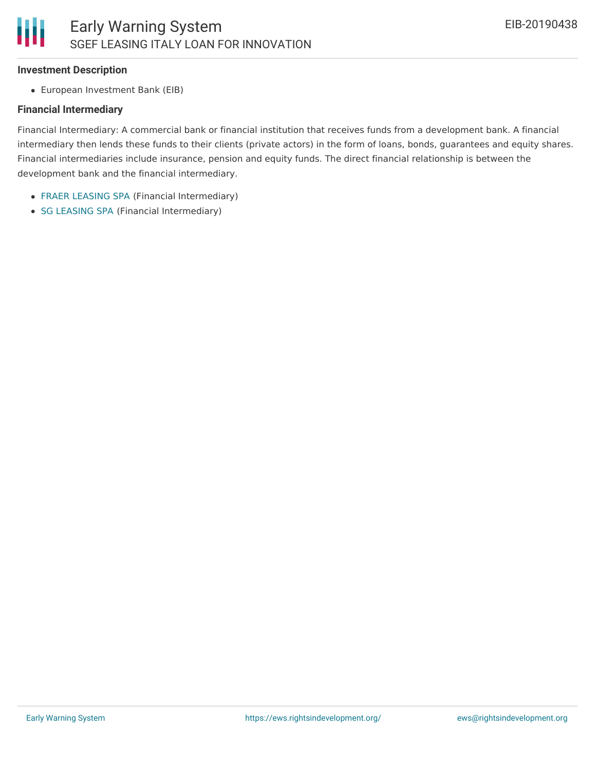**Investment Description**

- European Investment Bank (EIB)

**Financial Intermediary**

Financial Intermediary: A commercial bank or financial institution that receives funds from a development bank. A financial intermediary then lends these funds to their clients (private actors) in the form of loans, bonds, guarantees and equity shares. Financial intermediaries include insurance, pension and equity funds. The direct financial relationship is between the development bank and the financial intermediary.

- FRAER LEASING SPA (Financial Intermediary)
- SG LEASING SPA (Financial Intermediary)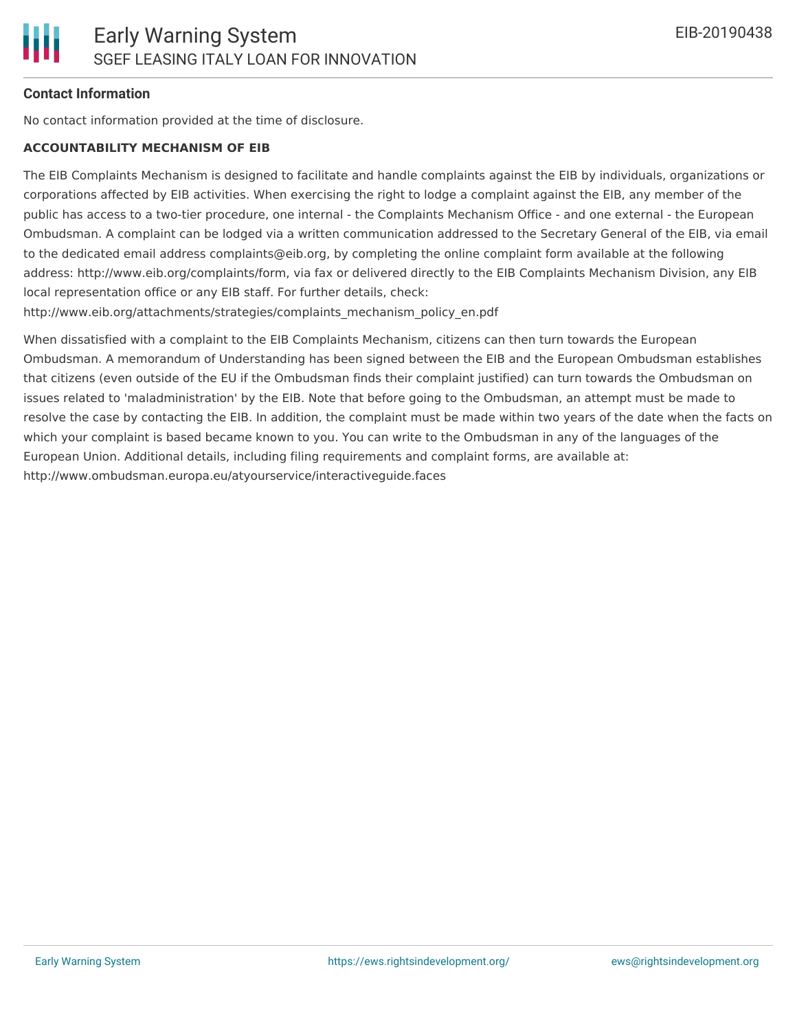### Contact Information

No contact information provided at the time of disclosure.

**ACCOUNTABILITY MECHANISM OF EIB**

The EIB Complaints Mechanism is designed to facilitate and handle complaints against the EIB by individuals, organizations or corporations affected by EIB activities. When exercising the right to lodge a complaint against the EIB, any member of the public has access to a two-tier procedure, one internal - the Complaints Mechanism Office - and one external - the European Ombudsman. A complaint can be lodged via a written communication addressed to the Secretary General of the EIB, via email to the dedicated email address complaints@eib.org, by completing the online complaint form available at the following address: http://www.eib.org/complaints/form, via fax or delivered directly to the EIB Complaints Mechanism Division, any EIB local representation office or any EIB staff. For further details, check: http://www.eib.org/attachments/strategies/complaints_mechanism_policy_en.pdf

When dissatisfied with a complaint to the EIB Complaints Mechanism, citizens can then turn towards the European Ombudsman. A memorandum of Understanding has been signed between the EIB and the European Ombudsman establishes that citizens (even outside of the EU if the Ombudsman finds their complaint justified) can turn towards the Ombudsman on issues related to 'maladministration' by the EIB. Note that before going to the Ombudsman, an attempt must be made to resolve the case by contacting the EIB. In addition, the complaint must be made within two years of the date when the facts on which your complaint is based became known to you. You can write to the Ombudsman in any of the languages of the European Union. Additional details, including filing requirements and complaint forms, are available at: http://www.ombudsman.europa.eu/atyourservice/interactiveguide.faces